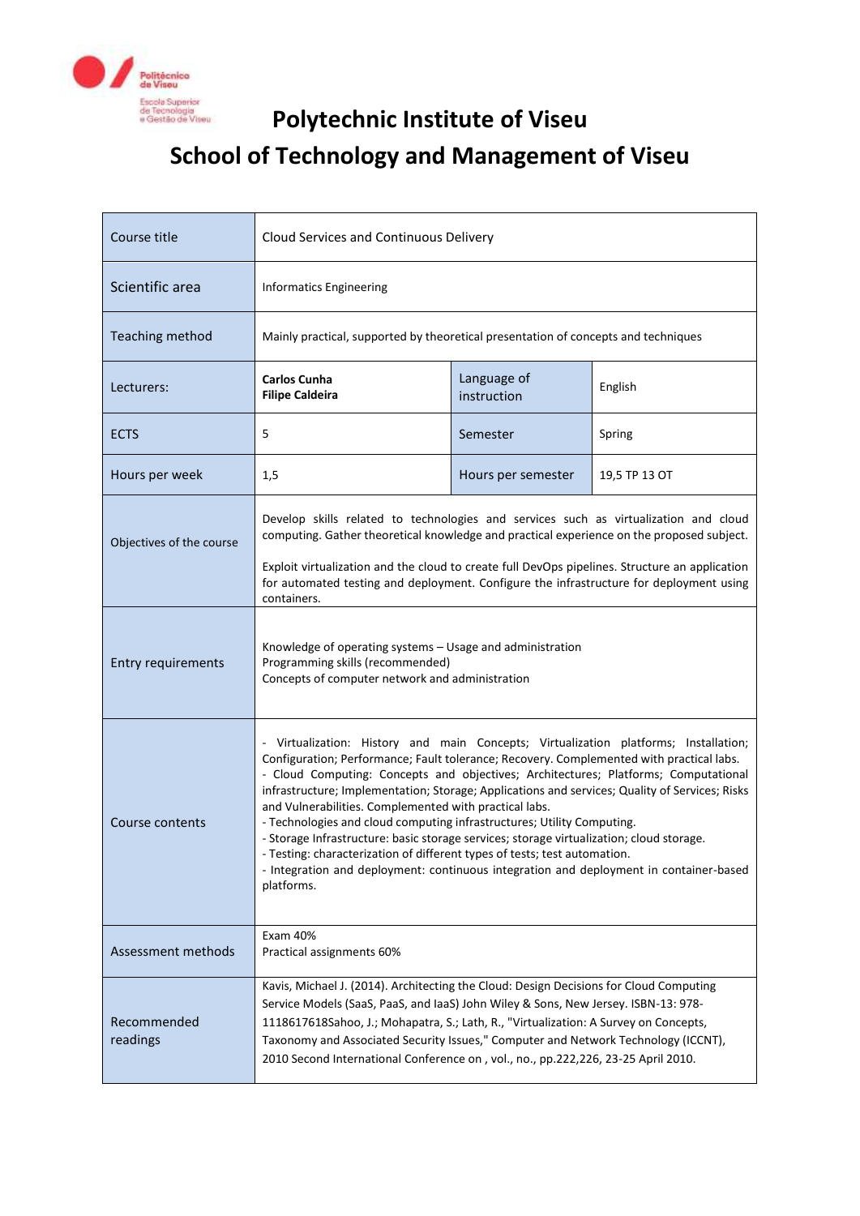# Polytechnic Institute of Viseu

## School of Technology and Management of Viseu

| Course title | Cloud Services and Continuous Delivery | | |
|---|---|---|---|
| Scientific area | Informatics Engineering | | |
| Teaching method | Mainly practical, supported by theoretical presentation of concepts and techniques | | |
| Lecturers: | **Carlos Cunha**<br>**Filipe Caldeira** | Language of instruction | English |
| ECTS | 5 | Semester | Spring |
| Hours per week | 1,5 | Hours per semester | 19,5 TP 13 OT |
| Objectives of the course | Develop skills related to technologies and services such as virtualization and cloud computing. Gather theoretical knowledge and practical experience on the proposed subject.<br><br>Exploit virtualization and the cloud to create full DevOps pipelines. Structure an application for automated testing and deployment. Configure the infrastructure for deployment using containers. | | |
| Entry requirements | Knowledge of operating systems – Usage and administration<br>Programming skills (recommended)<br>Concepts of computer network and administration | | |
| Course contents | - Virtualization: History and main Concepts; Virtualization platforms; Installation; Configuration; Performance; Fault tolerance; Recovery. Complemented with practical labs.<br>- Cloud Computing: Concepts and objectives; Architectures; Platforms; Computational infrastructure; Implementation; Storage; Applications and services; Quality of Services; Risks and Vulnerabilities. Complemented with practical labs.<br>- Technologies and cloud computing infrastructures; Utility Computing.<br>- Storage Infrastructure: basic storage services; storage virtualization; cloud storage.<br>- Testing: characterization of different types of tests; test automation.<br>- Integration and deployment: continuous integration and deployment in container-based platforms. | | |
| Assessment methods | Exam 40%<br>Practical assignments 60% | | |
| Recommended readings | Kavis, Michael J. (2014). Architecting the Cloud: Design Decisions for Cloud Computing Service Models (SaaS, PaaS, and IaaS) John Wiley & Sons, New Jersey. ISBN-13: 978-1118617618Sahoo, J.; Mohapatra, S.; Lath, R., "Virtualization: A Survey on Concepts, Taxonomy and Associated Security Issues," Computer and Network Technology (ICCNT), 2010 Second International Conference on , vol., no., pp.222,226, 23-25 April 2010. | | |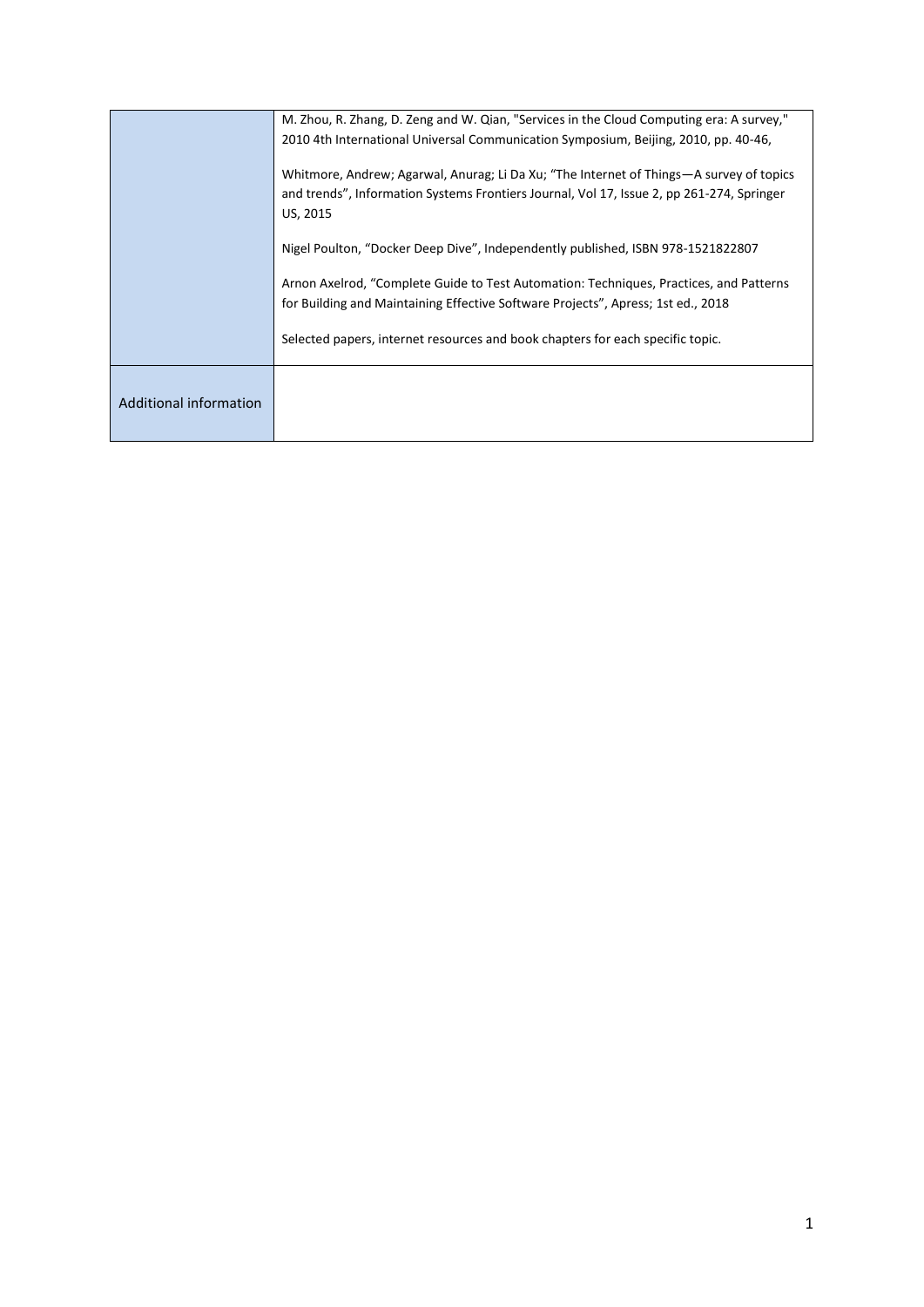| | |
|---|---|
| | M. Zhou, R. Zhang, D. Zeng and W. Qian, "Services in the Cloud Computing era: A survey," 2010 4th International Universal Communication Symposium, Beijing, 2010, pp. 40-46,<br><br>Whitmore, Andrew; Agarwal, Anurag; Li Da Xu; "The Internet of Things—A survey of topics and trends", Information Systems Frontiers Journal, Vol 17, Issue 2, pp 261-274, Springer US, 2015<br><br>Nigel Poulton, "Docker Deep Dive", Independently published, ISBN 978-1521822807<br><br>Arnon Axelrod, "Complete Guide to Test Automation: Techniques, Practices, and Patterns for Building and Maintaining Effective Software Projects", Apress; 1st ed., 2018<br><br>Selected papers, internet resources and book chapters for each specific topic. |
| Additional information | |